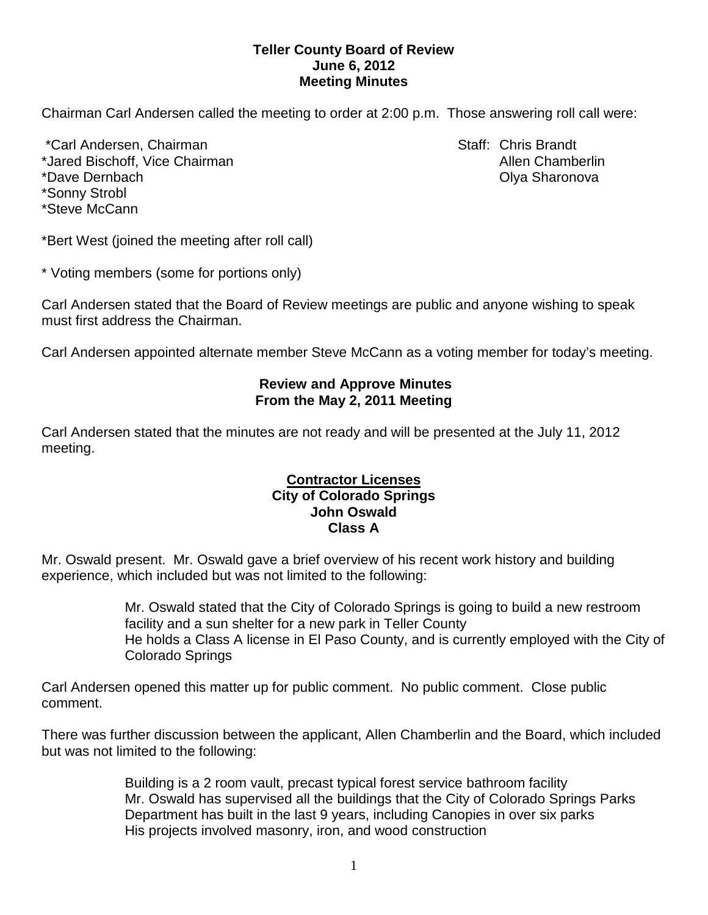**Teller County Board of Review**
**June 6, 2012**
**Meeting Minutes**

Chairman Carl Andersen called the meeting to order at 2:00 p.m. Those answering roll call were:

*Carl Andersen, Chairman
*Jared Bischoff, Vice Chairman
*Dave Dernbach
*Sonny Strobl
*Steve McCann

Staff: Chris Brandt
Allen Chamberlin
Olya Sharonova

*Bert West (joined the meeting after roll call)

* Voting members (some for portions only)

Carl Andersen stated that the Board of Review meetings are public and anyone wishing to speak must first address the Chairman.

Carl Andersen appointed alternate member Steve McCann as a voting member for today's meeting.

**Review and Approve Minutes**
**From the May 2, 2011 Meeting**

Carl Andersen stated that the minutes are not ready and will be presented at the July 11, 2012 meeting.

**<u>Contractor Licenses</u>**
**City of Colorado Springs**
**John Oswald**
**Class A**

Mr. Oswald present. Mr. Oswald gave a brief overview of his recent work history and building experience, which included but was not limited to the following:

> Mr. Oswald stated that the City of Colorado Springs is going to build a new restroom facility and a sun shelter for a new park in Teller County
> He holds a Class A license in El Paso County, and is currently employed with the City of Colorado Springs

Carl Andersen opened this matter up for public comment. No public comment. Close public comment.

There was further discussion between the applicant, Allen Chamberlin and the Board, which included but was not limited to the following:

> Building is a 2 room vault, precast typical forest service bathroom facility
> Mr. Oswald has supervised all the buildings that the City of Colorado Springs Parks Department has built in the last 9 years, including Canopies in over six parks
> His projects involved masonry, iron, and wood construction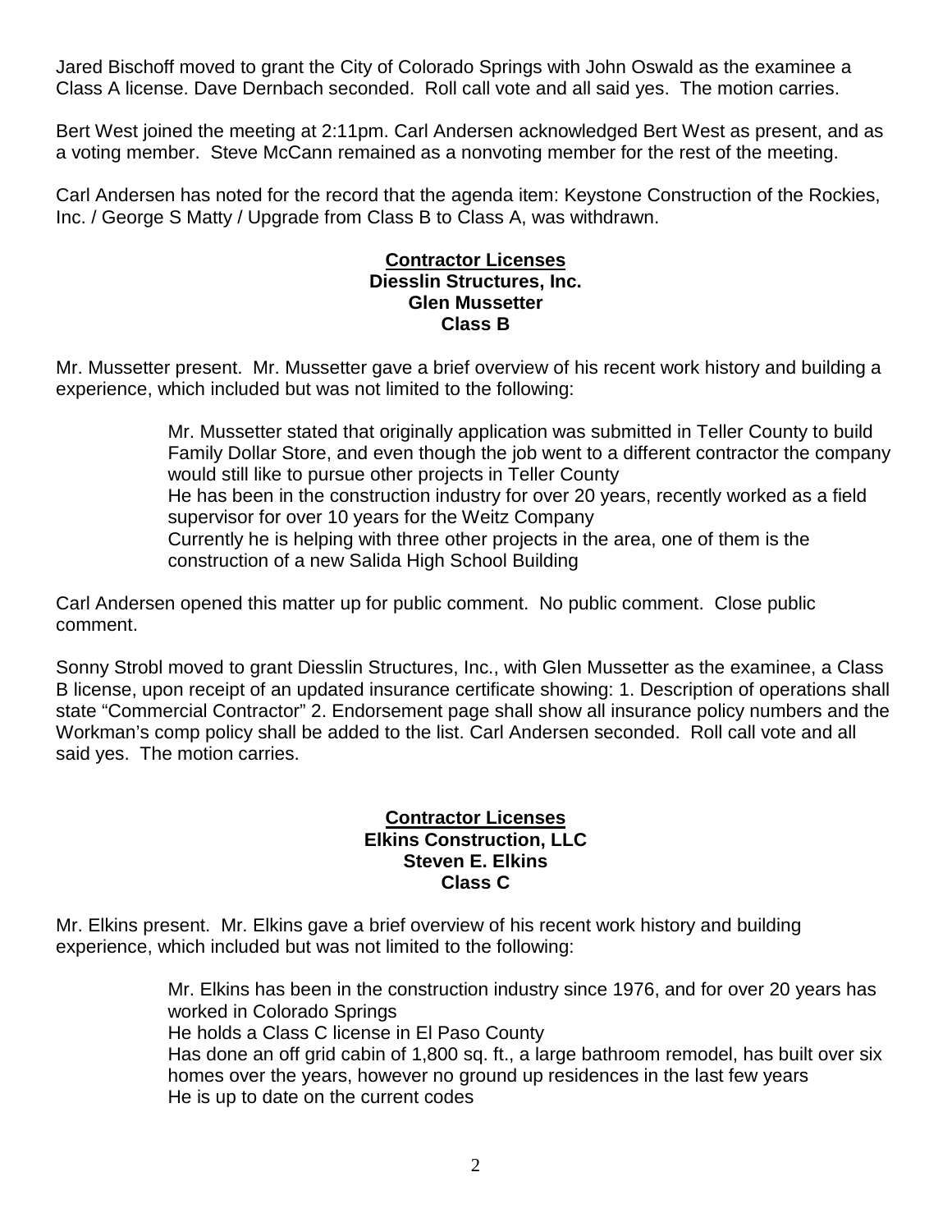Jared Bischoff moved to grant the City of Colorado Springs with John Oswald as the examinee a Class A license. Dave Dernbach seconded. Roll call vote and all said yes. The motion carries.

Bert West joined the meeting at 2:11pm. Carl Andersen acknowledged Bert West as present, and as a voting member. Steve McCann remained as a nonvoting member for the rest of the meeting.

Carl Andersen has noted for the record that the agenda item: Keystone Construction of the Rockies, Inc. / George S Matty / Upgrade from Class B to Class A, was withdrawn.

**Contractor Licenses**
**Diesslin Structures, Inc.**
**Glen Mussetter**
**Class B**

Mr. Mussetter present. Mr. Mussetter gave a brief overview of his recent work history and building a experience, which included but was not limited to the following:

> Mr. Mussetter stated that originally application was submitted in Teller County to build Family Dollar Store, and even though the job went to a different contractor the company would still like to pursue other projects in Teller County
> He has been in the construction industry for over 20 years, recently worked as a field supervisor for over 10 years for the Weitz Company
> Currently he is helping with three other projects in the area, one of them is the construction of a new Salida High School Building

Carl Andersen opened this matter up for public comment. No public comment. Close public comment.

Sonny Strobl moved to grant Diesslin Structures, Inc., with Glen Mussetter as the examinee, a Class B license, upon receipt of an updated insurance certificate showing: 1. Description of operations shall state "Commercial Contractor" 2. Endorsement page shall show all insurance policy numbers and the Workman's comp policy shall be added to the list. Carl Andersen seconded. Roll call vote and all said yes. The motion carries.

**Contractor Licenses**
**Elkins Construction, LLC**
**Steven E. Elkins**
**Class C**

Mr. Elkins present. Mr. Elkins gave a brief overview of his recent work history and building experience, which included but was not limited to the following:

> Mr. Elkins has been in the construction industry since 1976, and for over 20 years has worked in Colorado Springs
> He holds a Class C license in El Paso County
> Has done an off grid cabin of 1,800 sq. ft., a large bathroom remodel, has built over six homes over the years, however no ground up residences in the last few years
> He is up to date on the current codes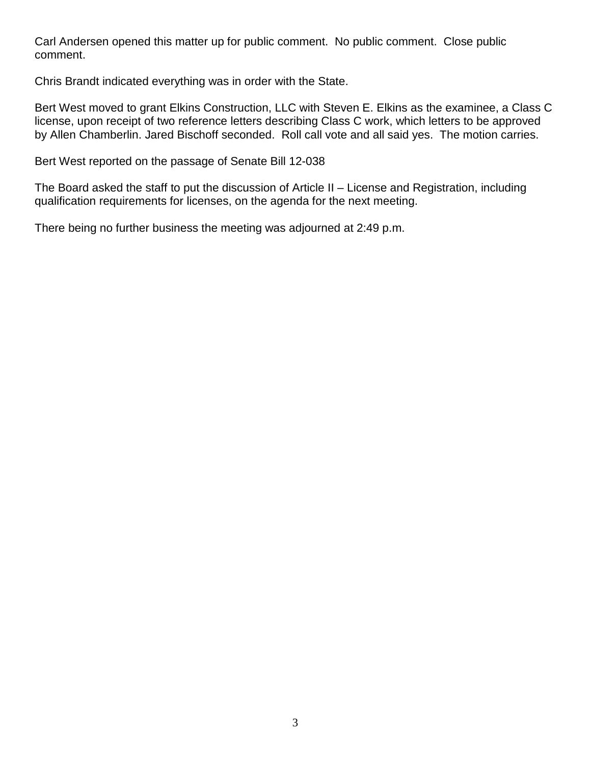Carl Andersen opened this matter up for public comment. No public comment. Close public comment.

Chris Brandt indicated everything was in order with the State.

Bert West moved to grant Elkins Construction, LLC with Steven E. Elkins as the examinee, a Class C license, upon receipt of two reference letters describing Class C work, which letters to be approved by Allen Chamberlin. Jared Bischoff seconded. Roll call vote and all said yes. The motion carries.

Bert West reported on the passage of Senate Bill 12-038

The Board asked the staff to put the discussion of Article II – License and Registration, including qualification requirements for licenses, on the agenda for the next meeting.

There being no further business the meeting was adjourned at 2:49 p.m.